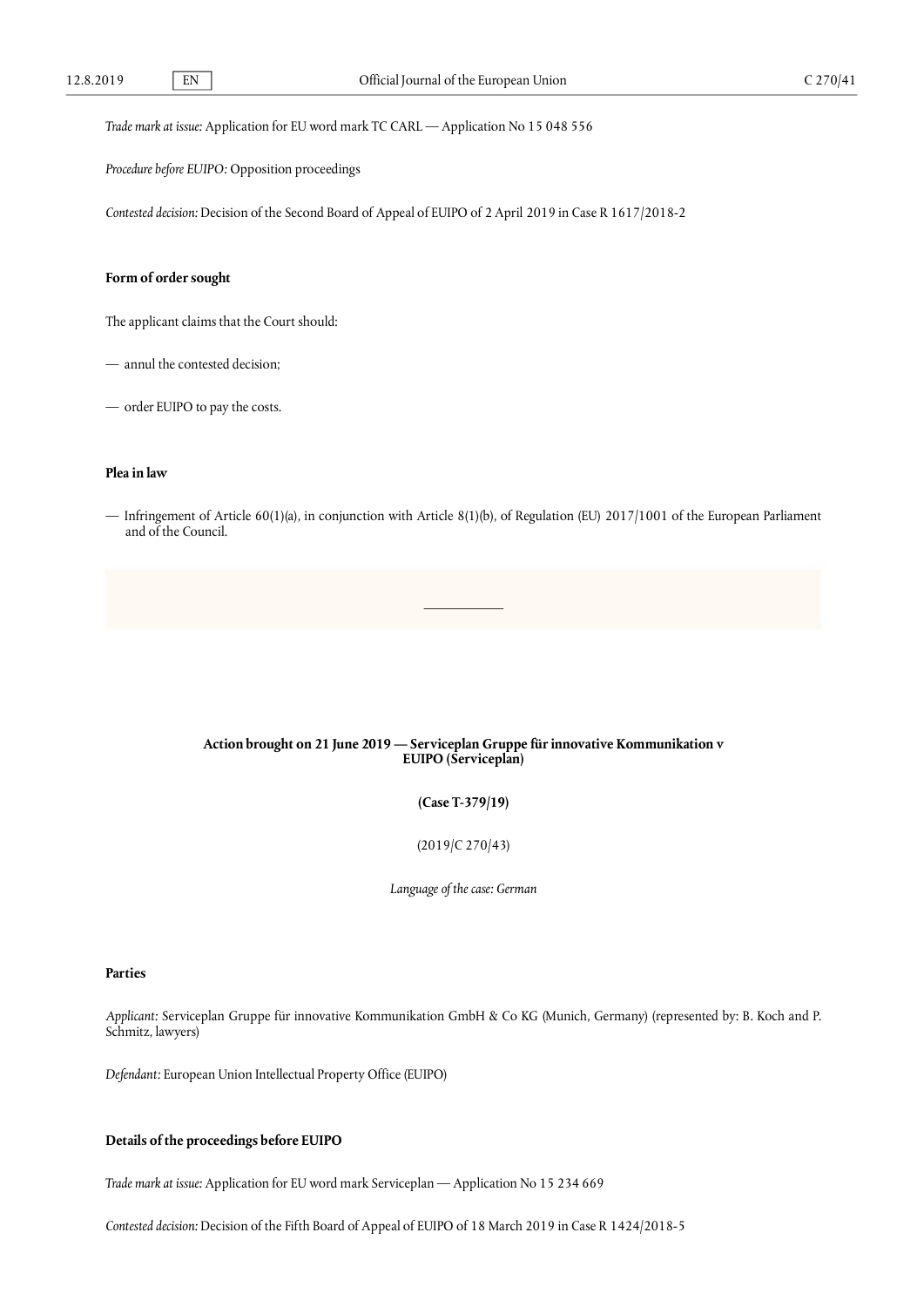*Trade mark at issue:* Application for EU word mark TC CARL — Application No 15 048 556

*Procedure before EUIPO:* Opposition proceedings

*Contested decision:* Decision of the Second Board of Appeal of EUIPO of 2 April 2019 in Case R 1617/2018-2

### Form of order sought

The applicant claims that the Court should:

— annul the contested decision;

— order EUIPO to pay the costs.

### Plea in law

— Infringement of Article 60(1)(a), in conjunction with Article 8(1)(b), of Regulation (EU) 2017/1001 of the European Parliament and of the Council.

---

## Action brought on 21 June 2019 — Serviceplan Gruppe für innovative Kommunikation v EUIPO (Serviceplan)

**(Case T-379/19)**

(2019/C 270/43)

*Language of the case: German*

### Parties

*Applicant:* Serviceplan Gruppe für innovative Kommunikation GmbH & Co KG (Munich, Germany) (represented by: B. Koch and P. Schmitz, lawyers)

*Defendant:* European Union Intellectual Property Office (EUIPO)

### Details of the proceedings before EUIPO

*Trade mark at issue:* Application for EU word mark Serviceplan — Application No 15 234 669

*Contested decision:* Decision of the Fifth Board of Appeal of EUIPO of 18 March 2019 in Case R 1424/2018-5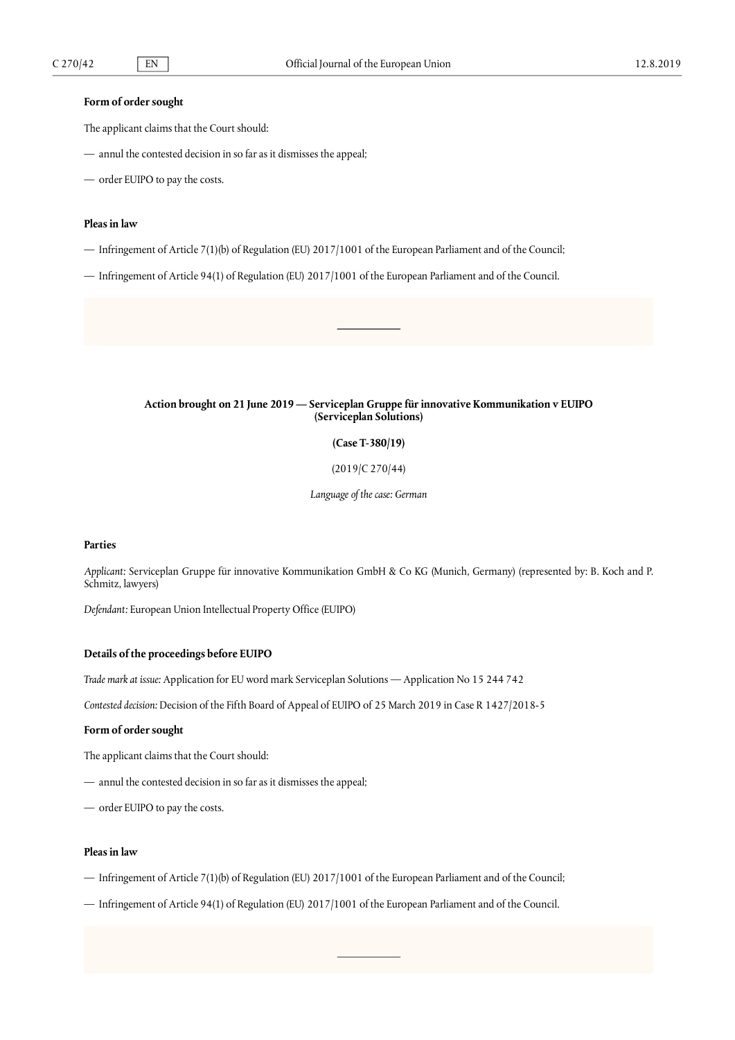**Form of order sought**

The applicant claims that the Court should:

— annul the contested decision in so far as it dismisses the appeal;

— order EUIPO to pay the costs.

**Pleas in law**

— Infringement of Article 7(1)(b) of Regulation (EU) 2017/1001 of the European Parliament and of the Council;

— Infringement of Article 94(1) of Regulation (EU) 2017/1001 of the European Parliament and of the Council.

---

## Action brought on 21 June 2019 — Serviceplan Gruppe für innovative Kommunikation v EUIPO (Serviceplan Solutions)

**(Case T-380/19)**

(2019/C 270/44)

*Language of the case: German*

**Parties**

*Applicant:* Serviceplan Gruppe für innovative Kommunikation GmbH & Co KG (Munich, Germany) (represented by: B. Koch and P. Schmitz, lawyers)

*Defendant:* European Union Intellectual Property Office (EUIPO)

**Details of the proceedings before EUIPO**

*Trade mark at issue:* Application for EU word mark Serviceplan Solutions — Application No 15 244 742

*Contested decision:* Decision of the Fifth Board of Appeal of EUIPO of 25 March 2019 in Case R 1427/2018-5

**Form of order sought**

The applicant claims that the Court should:

— annul the contested decision in so far as it dismisses the appeal;

— order EUIPO to pay the costs.

**Pleas in law**

— Infringement of Article 7(1)(b) of Regulation (EU) 2017/1001 of the European Parliament and of the Council;

— Infringement of Article 94(1) of Regulation (EU) 2017/1001 of the European Parliament and of the Council.

---